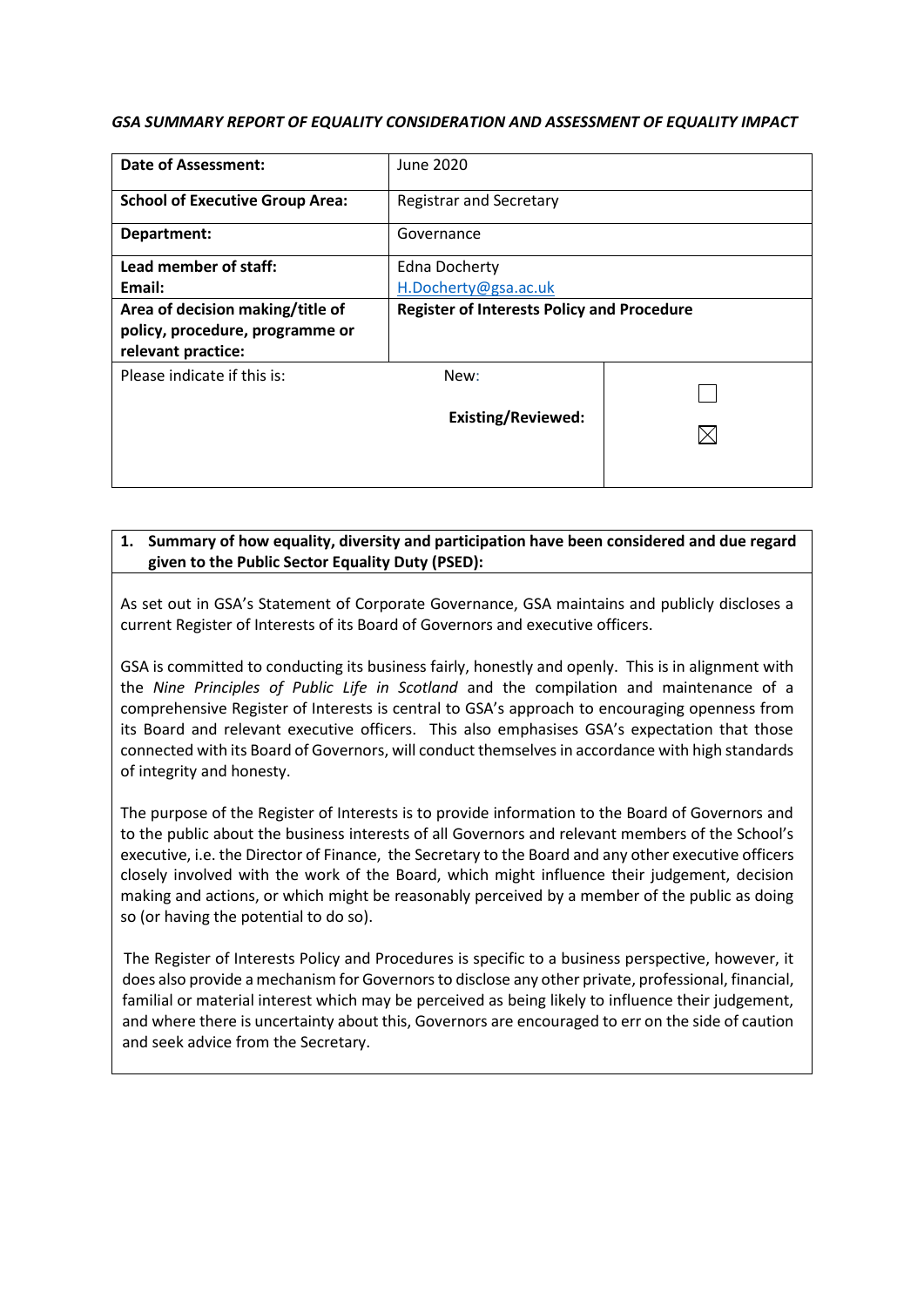***GSA SUMMARY REPORT OF EQUALITY CONSIDERATION AND ASSESSMENT OF EQUALITY IMPACT***

| | | |
|---|---|---|
| **Date of Assessment:** | June 2020 | |
| **School of Executive Group Area:** | Registrar and Secretary | |
| **Department:** | Governance | |
| **Lead member of staff:**<br>**Email:** | Edna Docherty<br>H.Docherty@gsa.ac.uk | |
| **Area of decision making/title of policy, procedure, programme or relevant practice:** | **Register of Interests Policy and Procedure** | |
| Please indicate if this is: | New: | ☐ |
| | **Existing/Reviewed:** | ☒ |

**1. Summary of how equality, diversity and participation have been considered and due regard given to the Public Sector Equality Duty (PSED):**

As set out in GSA's Statement of Corporate Governance, GSA maintains and publicly discloses a current Register of Interests of its Board of Governors and executive officers.

GSA is committed to conducting its business fairly, honestly and openly. This is in alignment with the *Nine Principles of Public Life in Scotland* and the compilation and maintenance of a comprehensive Register of Interests is central to GSA's approach to encouraging openness from its Board and relevant executive officers. This also emphasises GSA's expectation that those connected with its Board of Governors, will conduct themselves in accordance with high standards of integrity and honesty.

The purpose of the Register of Interests is to provide information to the Board of Governors and to the public about the business interests of all Governors and relevant members of the School's executive, i.e. the Director of Finance, the Secretary to the Board and any other executive officers closely involved with the work of the Board, which might influence their judgement, decision making and actions, or which might be reasonably perceived by a member of the public as doing so (or having the potential to do so).

The Register of Interests Policy and Procedures is specific to a business perspective, however, it does also provide a mechanism for Governors to disclose any other private, professional, financial, familial or material interest which may be perceived as being likely to influence their judgement, and where there is uncertainty about this, Governors are encouraged to err on the side of caution and seek advice from the Secretary.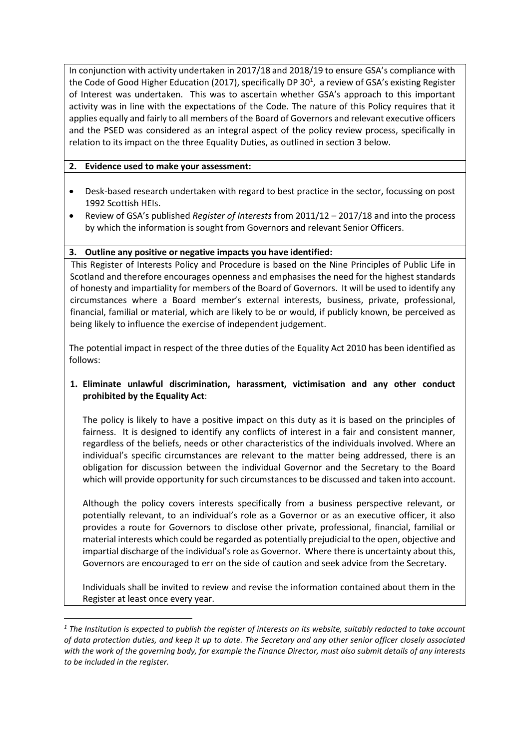In conjunction with activity undertaken in 2017/18 and 2018/19 to ensure GSA's compliance with the Code of Good Higher Education (2017), specifically DP 30[1], a review of GSA's existing Register of Interest was undertaken. This was to ascertain whether GSA's approach to this important activity was in line with the expectations of the Code. The nature of this Policy requires that it applies equally and fairly to all members of the Board of Governors and relevant executive officers and the PSED was considered as an integral aspect of the policy review process, specifically in relation to its impact on the three Equality Duties, as outlined in section 3 below.

**2. Evidence used to make your assessment:**

- Desk-based research undertaken with regard to best practice in the sector, focussing on post 1992 Scottish HEIs.
- Review of GSA's published *Register of Interests* from 2011/12 – 2017/18 and into the process by which the information is sought from Governors and relevant Senior Officers.

**3. Outline any positive or negative impacts you have identified:**

This Register of Interests Policy and Procedure is based on the Nine Principles of Public Life in Scotland and therefore encourages openness and emphasises the need for the highest standards of honesty and impartiality for members of the Board of Governors. It will be used to identify any circumstances where a Board member's external interests, business, private, professional, financial, familial or material, which are likely to be or would, if publicly known, be perceived as being likely to influence the exercise of independent judgement.

The potential impact in respect of the three duties of the Equality Act 2010 has been identified as follows:

**1. Eliminate unlawful discrimination, harassment, victimisation and any other conduct prohibited by the Equality Act**:

The policy is likely to have a positive impact on this duty as it is based on the principles of fairness. It is designed to identify any conflicts of interest in a fair and consistent manner, regardless of the beliefs, needs or other characteristics of the individuals involved. Where an individual's specific circumstances are relevant to the matter being addressed, there is an obligation for discussion between the individual Governor and the Secretary to the Board which will provide opportunity for such circumstances to be discussed and taken into account.

Although the policy covers interests specifically from a business perspective relevant, or potentially relevant, to an individual's role as a Governor or as an executive officer, it also provides a route for Governors to disclose other private, professional, financial, familial or material interests which could be regarded as potentially prejudicial to the open, objective and impartial discharge of the individual's role as Governor. Where there is uncertainty about this, Governors are encouraged to err on the side of caution and seek advice from the Secretary.

Individuals shall be invited to review and revise the information contained about them in the Register at least once every year.

---

[1] *The Institution is expected to publish the register of interests on its website, suitably redacted to take account of data protection duties, and keep it up to date. The Secretary and any other senior officer closely associated with the work of the governing body, for example the Finance Director, must also submit details of any interests to be included in the register.*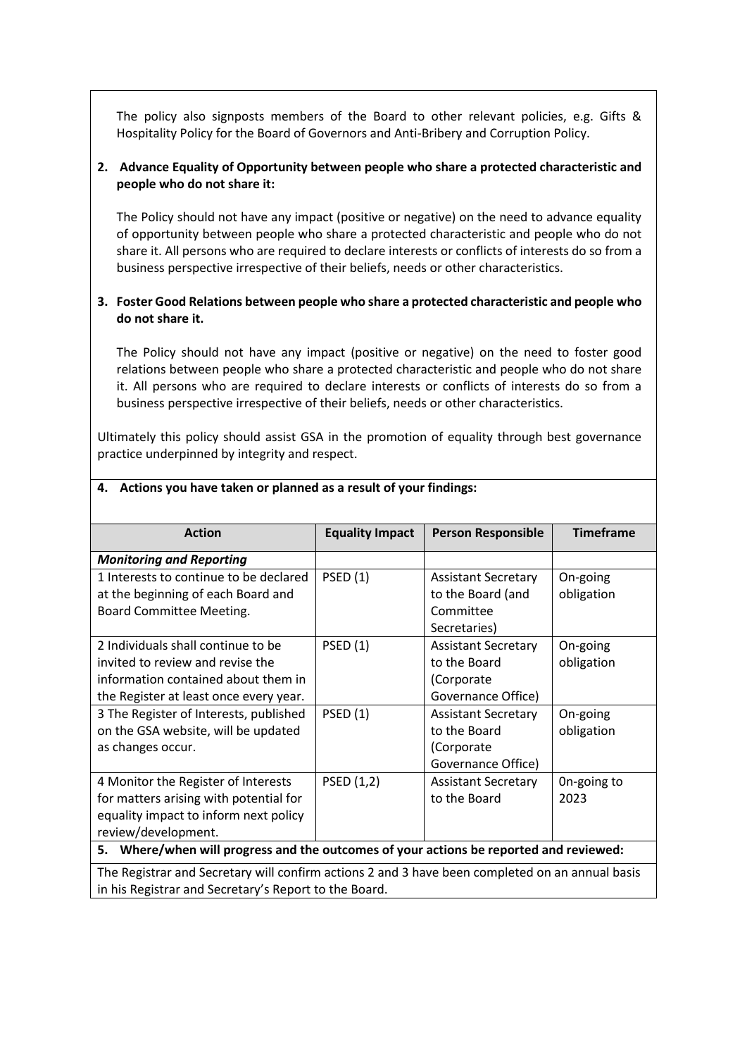The policy also signposts members of the Board to other relevant policies, e.g. Gifts & Hospitality Policy for the Board of Governors and Anti-Bribery and Corruption Policy.

**2. Advance Equality of Opportunity between people who share a protected characteristic and people who do not share it:**

The Policy should not have any impact (positive or negative) on the need to advance equality of opportunity between people who share a protected characteristic and people who do not share it. All persons who are required to declare interests or conflicts of interests do so from a business perspective irrespective of their beliefs, needs or other characteristics.

**3. Foster Good Relations between people who share a protected characteristic and people who do not share it.**

The Policy should not have any impact (positive or negative) on the need to foster good relations between people who share a protected characteristic and people who do not share it. All persons who are required to declare interests or conflicts of interests do so from a business perspective irrespective of their beliefs, needs or other characteristics.

Ultimately this policy should assist GSA in the promotion of equality through best governance practice underpinned by integrity and respect.

**4. Actions you have taken or planned as a result of your findings:**

| Action | Equality Impact | Person Responsible | Timeframe |
|---|---|---|---|
| ***Monitoring and Reporting*** | | | |
| 1 Interests to continue to be declared at the beginning of each Board and Board Committee Meeting. | PSED (1) | Assistant Secretary to the Board (and Committee Secretaries) | On-going obligation |
| 2 Individuals shall continue to be invited to review and revise the information contained about them in the Register at least once every year. | PSED (1) | Assistant Secretary to the Board (Corporate Governance Office) | On-going obligation |
| 3 The Register of Interests, published on the GSA website, will be updated as changes occur. | PSED (1) | Assistant Secretary to the Board (Corporate Governance Office) | On-going obligation |
| 4 Monitor the Register of Interests for matters arising with potential for equality impact to inform next policy review/development. | PSED (1,2) | Assistant Secretary to the Board | 0n-going to 2023 |

**5. Where/when will progress and the outcomes of your actions be reported and reviewed:**

The Registrar and Secretary will confirm actions 2 and 3 have been completed on an annual basis in his Registrar and Secretary's Report to the Board.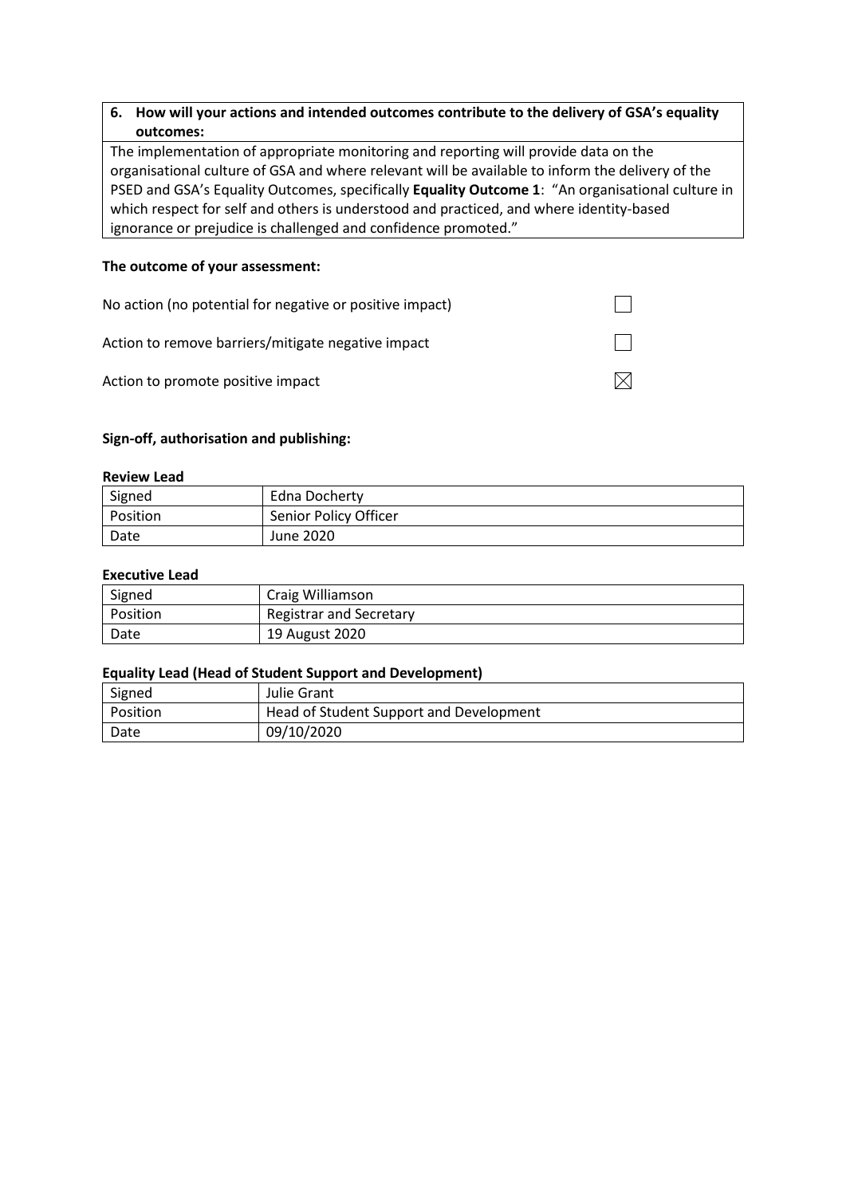| **6. How will your actions and intended outcomes contribute to the delivery of GSA's equality outcomes:** |
|---|
| The implementation of appropriate monitoring and reporting will provide data on the organisational culture of GSA and where relevant will be available to inform the delivery of the PSED and GSA's Equality Outcomes, specifically **Equality Outcome 1**: "An organisational culture in which respect for self and others is understood and practiced, and where identity-based ignorance or prejudice is challenged and confidence promoted." |

**The outcome of your assessment:**

| | |
|---|---|
| No action (no potential for negative or positive impact) | ☐ |
| Action to remove barriers/mitigate negative impact | ☐ |
| Action to promote positive impact | ☒ |

**Sign-off, authorisation and publishing:**

**Review Lead**

| | |
|---|---|
| Signed | Edna Docherty |
| Position | Senior Policy Officer |
| Date | June 2020 |

**Executive Lead**

| | |
|---|---|
| Signed | Craig Williamson |
| Position | Registrar and Secretary |
| Date | 19 August 2020 |

**Equality Lead (Head of Student Support and Development)**

| | |
|---|---|
| Signed | Julie Grant |
| Position | Head of Student Support and Development |
| Date | 09/10/2020 |